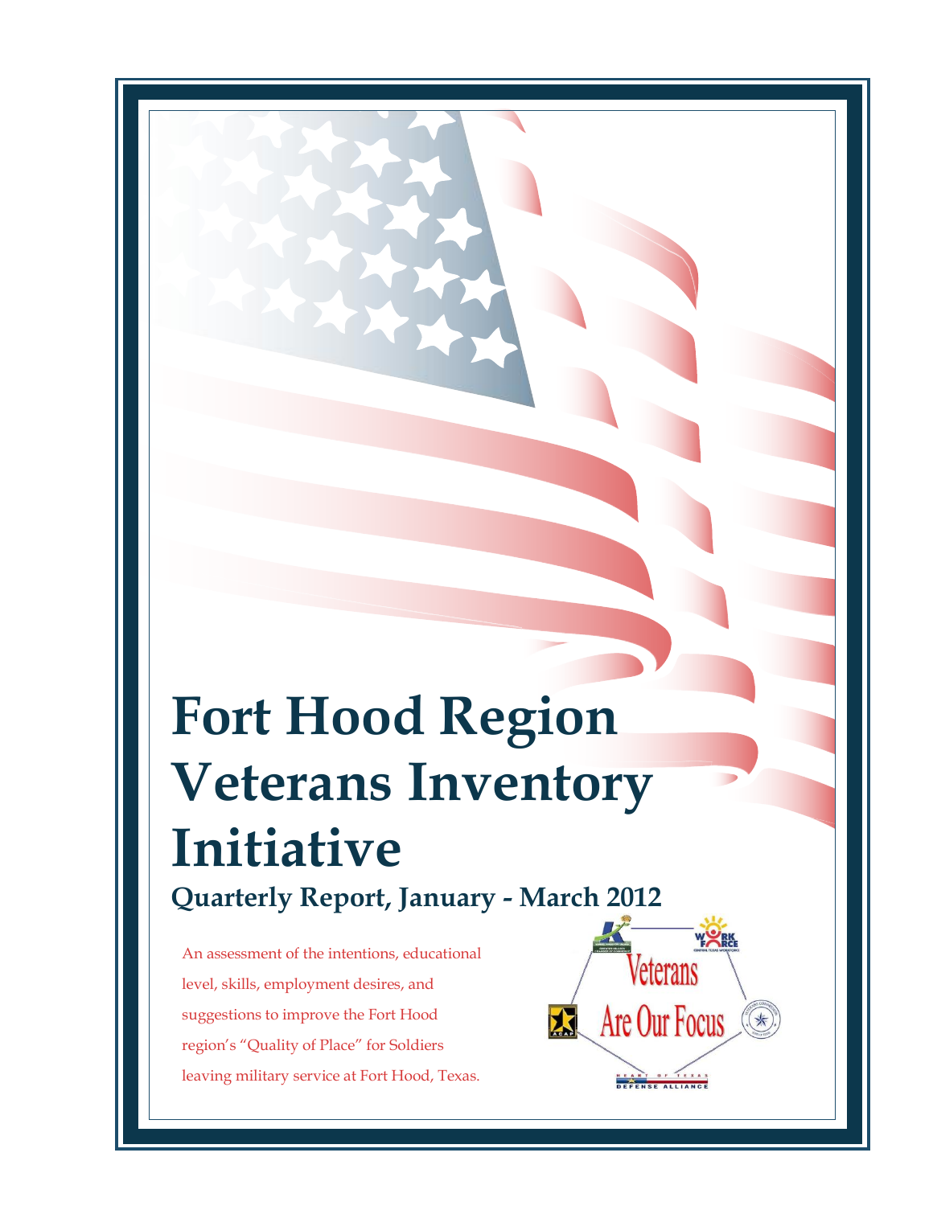# Fort Hood Region Veterans Inventory Initiative

## Quarterly Report, January - March 2012

An assessment of the intentions, educational level, skills, employment desires, and suggestions to improve the Fort Hood region's "Quality of Place" for Soldiers leaving military service at Fort Hood, Texas.

Veterans Are Our Focus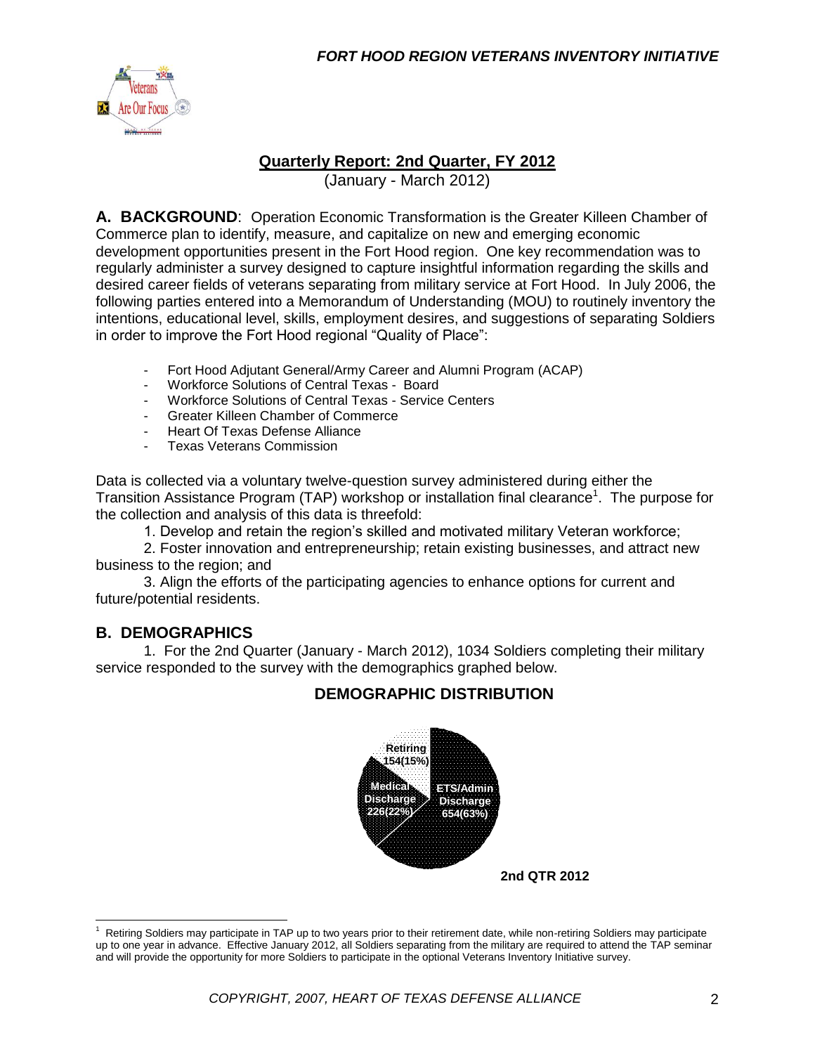## Quarterly Report: 2nd Quarter, FY 2012

(January - March 2012)

**A. BACKGROUND**: Operation Economic Transformation is the Greater Killeen Chamber of Commerce plan to identify, measure, and capitalize on new and emerging economic development opportunities present in the Fort Hood region. One key recommendation was to regularly administer a survey designed to capture insightful information regarding the skills and desired career fields of veterans separating from military service at Fort Hood. In July 2006, the following parties entered into a Memorandum of Understanding (MOU) to routinely inventory the intentions, educational level, skills, employment desires, and suggestions of separating Soldiers in order to improve the Fort Hood regional "Quality of Place":

- Fort Hood Adjutant General/Army Career and Alumni Program (ACAP)
- Workforce Solutions of Central Texas - Board
- Workforce Solutions of Central Texas - Service Centers
- Greater Killeen Chamber of Commerce
- Heart Of Texas Defense Alliance
- Texas Veterans Commission

Data is collected via a voluntary twelve-question survey administered during either the Transition Assistance Program (TAP) workshop or installation final clearance[1]. The purpose for the collection and analysis of this data is threefold:

1. Develop and retain the region's skilled and motivated military Veteran workforce;
2. Foster innovation and entrepreneurship; retain existing businesses, and attract new business to the region; and
3. Align the efforts of the participating agencies to enhance options for current and future/potential residents.

### B. DEMOGRAPHICS

1. For the 2nd Quarter (January - March 2012), 1034 Soldiers completing their military service responded to the survey with the demographics graphed below.

**DEMOGRAPHIC DISTRIBUTION**

| Category | Count (%) |
|---|---|
| ETS/Admin Discharge | 654 (63%) |
| Medical Discharge | 226 (22%) |
| Retiring | 154 (15%) |

**2nd QTR 2012**

[1] Retiring Soldiers may participate in TAP up to two years prior to their retirement date, while non-retiring Soldiers may participate up to one year in advance. Effective January 2012, all Soldiers separating from the military are required to attend the TAP seminar and will provide the opportunity for more Soldiers to participate in the optional Veterans Inventory Initiative survey.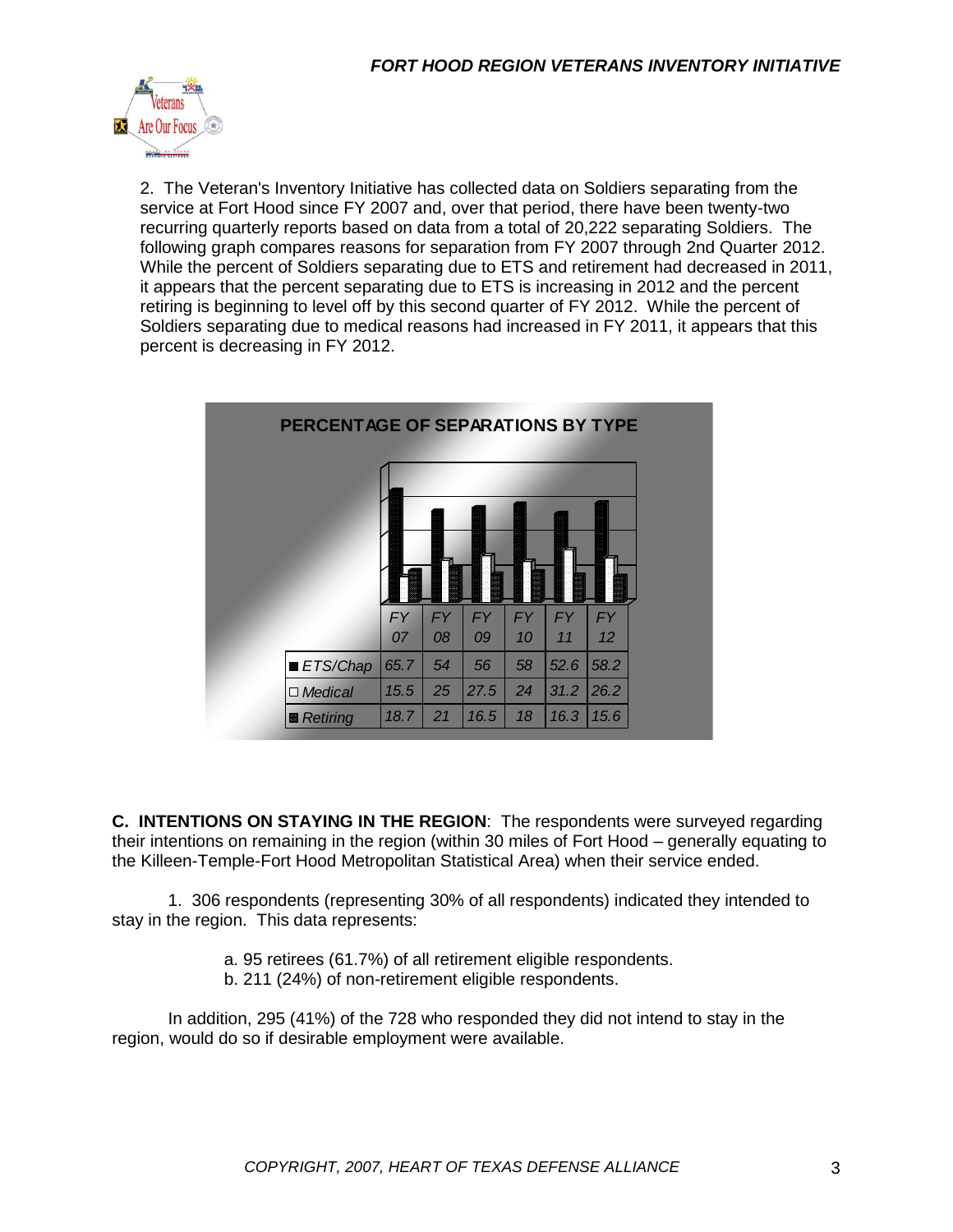2. The Veteran's Inventory Initiative has collected data on Soldiers separating from the service at Fort Hood since FY 2007 and, over that period, there have been twenty-two recurring quarterly reports based on data from a total of 20,222 separating Soldiers. The following graph compares reasons for separation from FY 2007 through 2nd Quarter 2012. While the percent of Soldiers separating due to ETS and retirement had decreased in 2011, it appears that the percent separating due to ETS is increasing in 2012 and the percent retiring is beginning to level off by this second quarter of FY 2012. While the percent of Soldiers separating due to medical reasons had increased in FY 2011, it appears that this percent is decreasing in FY 2012.

**PERCENTAGE OF SEPARATIONS BY TYPE**

| | FY 07 | FY 08 | FY 09 | FY 10 | FY 11 | FY 12 |
|---|---|---|---|---|---|---|
| ETS/Chap | 65.7 | 54 | 56 | 58 | 52.6 | 58.2 |
| Medical | 15.5 | 25 | 27.5 | 24 | 31.2 | 26.2 |
| Retiring | 18.7 | 21 | 16.5 | 18 | 16.3 | 15.6 |

**C. INTENTIONS ON STAYING IN THE REGION**: The respondents were surveyed regarding their intentions on remaining in the region (within 30 miles of Fort Hood – generally equating to the Killeen-Temple-Fort Hood Metropolitan Statistical Area) when their service ended.

1. 306 respondents (representing 30% of all respondents) indicated they intended to stay in the region. This data represents:

a. 95 retirees (61.7%) of all retirement eligible respondents.
b. 211 (24%) of non-retirement eligible respondents.

In addition, 295 (41%) of the 728 who responded they did not intend to stay in the region, would do so if desirable employment were available.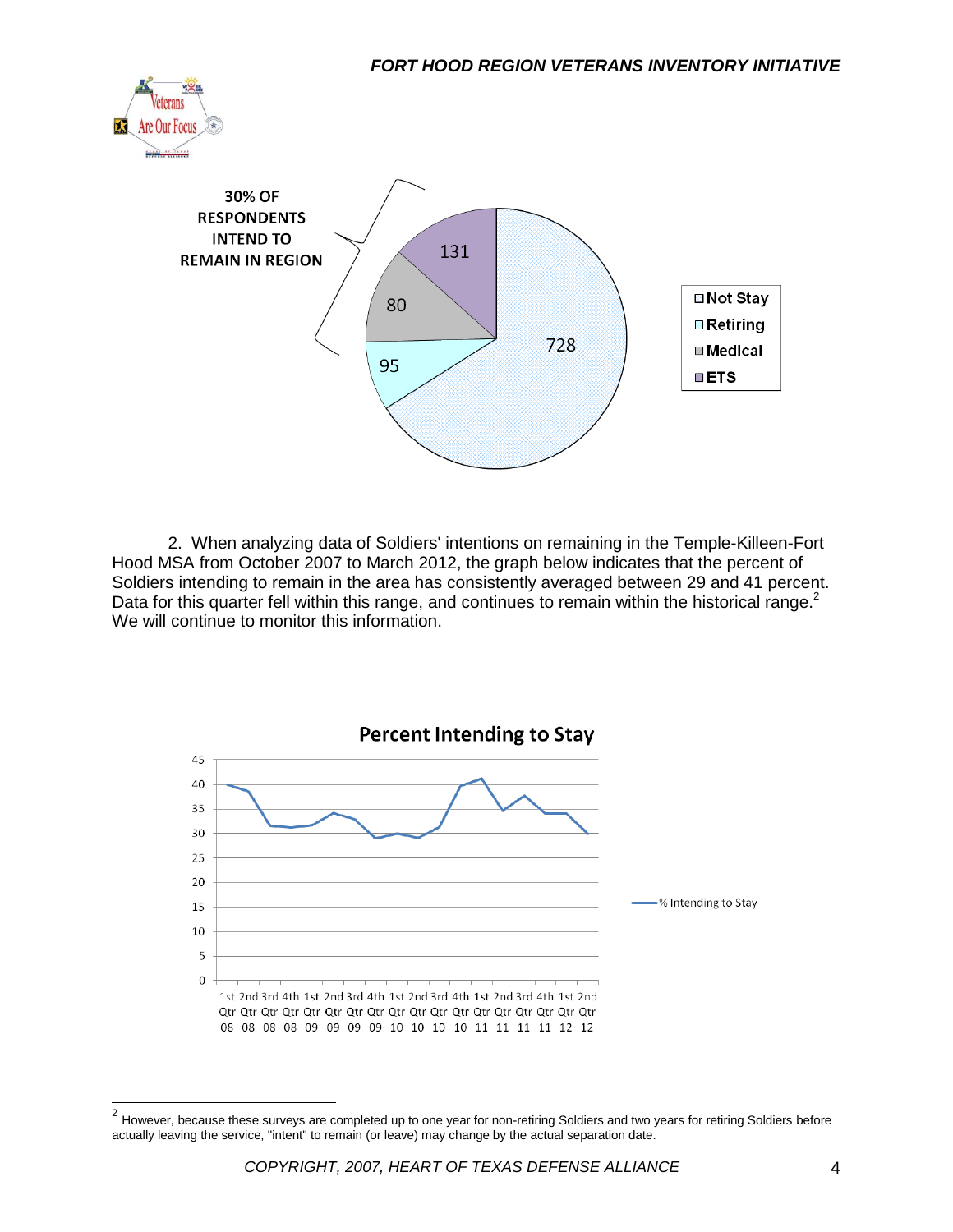30% OF RESPONDENTS INTEND TO REMAIN IN REGION

| Category | Count |
| --- | --- |
| Not Stay | 728 |
| Retiring | 95 |
| Medical | 80 |
| ETS | 131 |

2. When analyzing data of Soldiers' intentions on remaining in the Temple-Killeen-Fort Hood MSA from October 2007 to March 2012, the graph below indicates that the percent of Soldiers intending to remain in the area has consistently averaged between 29 and 41 percent. Data for this quarter fell within this range, and continues to remain within the historical range.[2] We will continue to monitor this information.

**Percent Intending to Stay**

(Line chart: % Intending to Stay, by quarter from 1st Qtr 08 through 2nd Qtr 12; y-axis 0–45)

[2] However, because these surveys are completed up to one year for non-retiring Soldiers and two years for retiring Soldiers before actually leaving the service, "intent" to remain (or leave) may change by the actual separation date.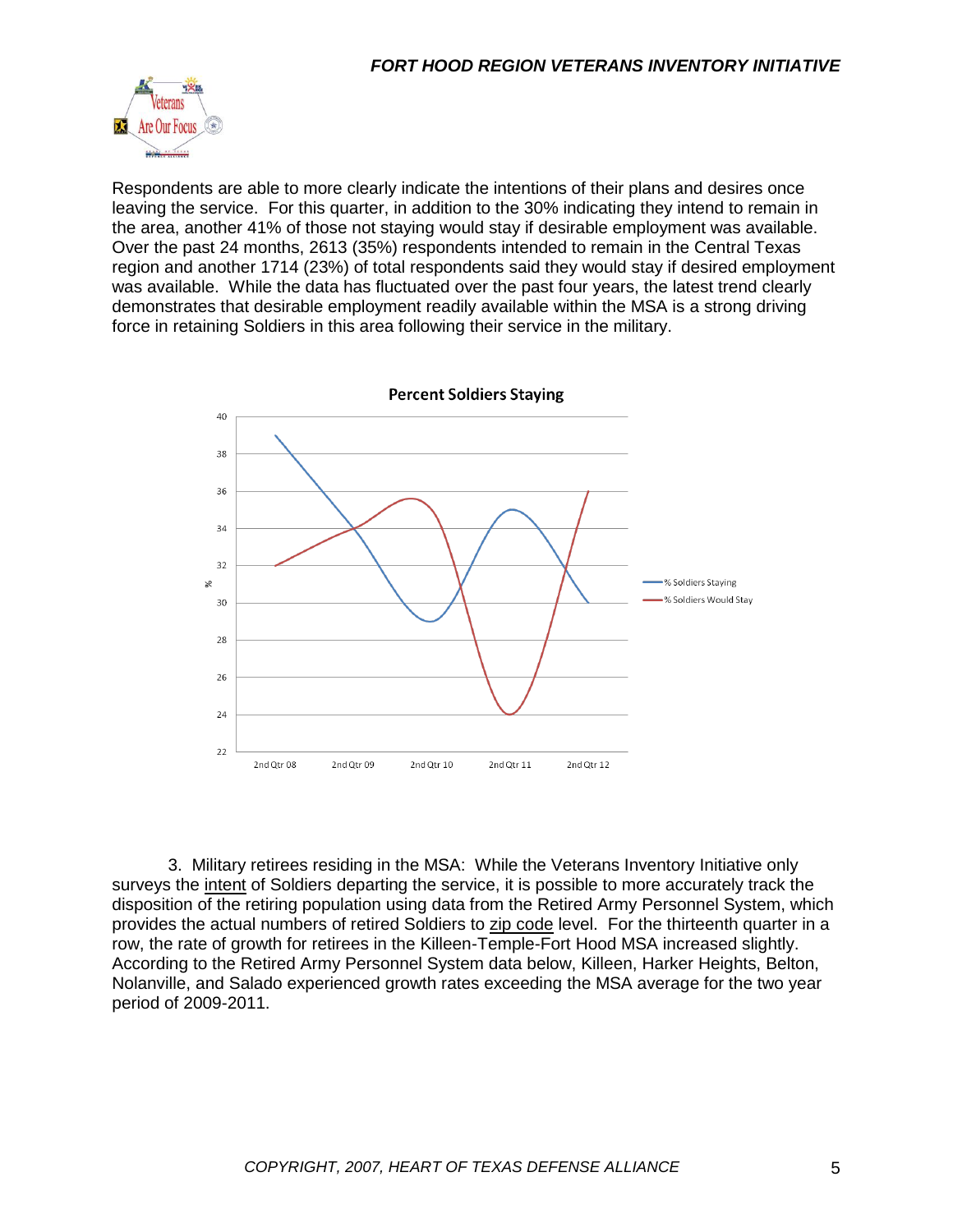Respondents are able to more clearly indicate the intentions of their plans and desires once leaving the service. For this quarter, in addition to the 30% indicating they intend to remain in the area, another 41% of those not staying would stay if desirable employment was available. Over the past 24 months, 2613 (35%) respondents intended to remain in the Central Texas region and another 1714 (23%) of total respondents said they would stay if desired employment was available. While the data has fluctuated over the past four years, the latest trend clearly demonstrates that desirable employment readily available within the MSA is a strong driving force in retaining Soldiers in this area following their service in the military.

3. Military retirees residing in the MSA: While the Veterans Inventory Initiative only surveys the intent of Soldiers departing the service, it is possible to more accurately track the disposition of the retiring population using data from the Retired Army Personnel System, which provides the actual numbers of retired Soldiers to zip code level. For the thirteenth quarter in a row, the rate of growth for retirees in the Killeen-Temple-Fort Hood MSA increased slightly. According to the Retired Army Personnel System data below, Killeen, Harker Heights, Belton, Nolanville, and Salado experienced growth rates exceeding the MSA average for the two year period of 2009-2011.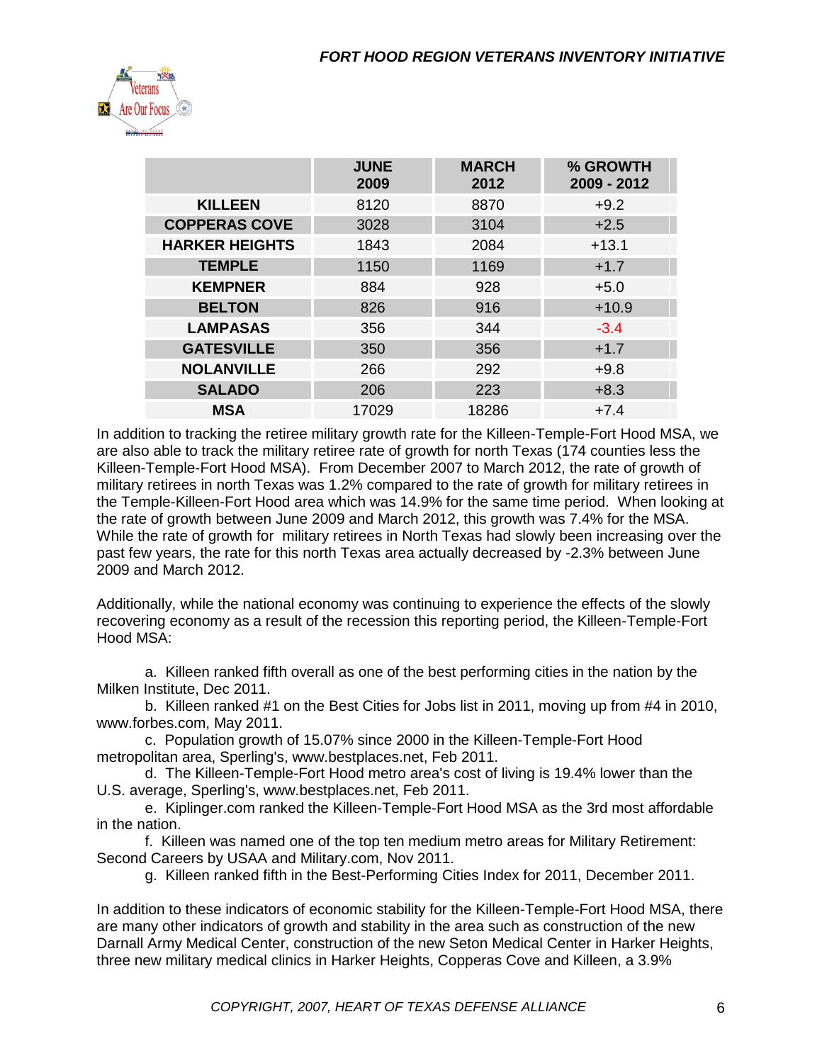| | JUNE 2009 | MARCH 2012 | % GROWTH 2009 - 2012 |
|---|---|---|---|
| **KILLEEN** | 8120 | 8870 | +9.2 |
| **COPPERAS COVE** | 3028 | 3104 | +2.5 |
| **HARKER HEIGHTS** | 1843 | 2084 | +13.1 |
| **TEMPLE** | 1150 | 1169 | +1.7 |
| **KEMPNER** | 884 | 928 | +5.0 |
| **BELTON** | 826 | 916 | +10.9 |
| **LAMPASAS** | 356 | 344 | -3.4 |
| **GATESVILLE** | 350 | 356 | +1.7 |
| **NOLANVILLE** | 266 | 292 | +9.8 |
| **SALADO** | 206 | 223 | +8.3 |
| **MSA** | 17029 | 18286 | +7.4 |

In addition to tracking the retiree military growth rate for the Killeen-Temple-Fort Hood MSA, we are also able to track the military retiree rate of growth for north Texas (174 counties less the Killeen-Temple-Fort Hood MSA). From December 2007 to March 2012, the rate of growth of military retirees in north Texas was 1.2% compared to the rate of growth for military retirees in the Temple-Killeen-Fort Hood area which was 14.9% for the same time period. When looking at the rate of growth between June 2009 and March 2012, this growth was 7.4% for the MSA. While the rate of growth for military retirees in North Texas had slowly been increasing over the past few years, the rate for this north Texas area actually decreased by -2.3% between June 2009 and March 2012.

Additionally, while the national economy was continuing to experience the effects of the slowly recovering economy as a result of the recession this reporting period, the Killeen-Temple-Fort Hood MSA:

a. Killeen ranked fifth overall as one of the best performing cities in the nation by the Milken Institute, Dec 2011.

b. Killeen ranked #1 on the Best Cities for Jobs list in 2011, moving up from #4 in 2010, www.forbes.com, May 2011.

c. Population growth of 15.07% since 2000 in the Killeen-Temple-Fort Hood metropolitan area, Sperling's, www.bestplaces.net, Feb 2011.

d. The Killeen-Temple-Fort Hood metro area's cost of living is 19.4% lower than the U.S. average, Sperling's, www.bestplaces.net, Feb 2011.

e. Kiplinger.com ranked the Killeen-Temple-Fort Hood MSA as the 3rd most affordable in the nation.

f. Killeen was named one of the top ten medium metro areas for Military Retirement: Second Careers by USAA and Military.com, Nov 2011.

g. Killeen ranked fifth in the Best-Performing Cities Index for 2011, December 2011.

In addition to these indicators of economic stability for the Killeen-Temple-Fort Hood MSA, there are many other indicators of growth and stability in the area such as construction of the new Darnall Army Medical Center, construction of the new Seton Medical Center in Harker Heights, three new military medical clinics in Harker Heights, Copperas Cove and Killeen, a 3.9%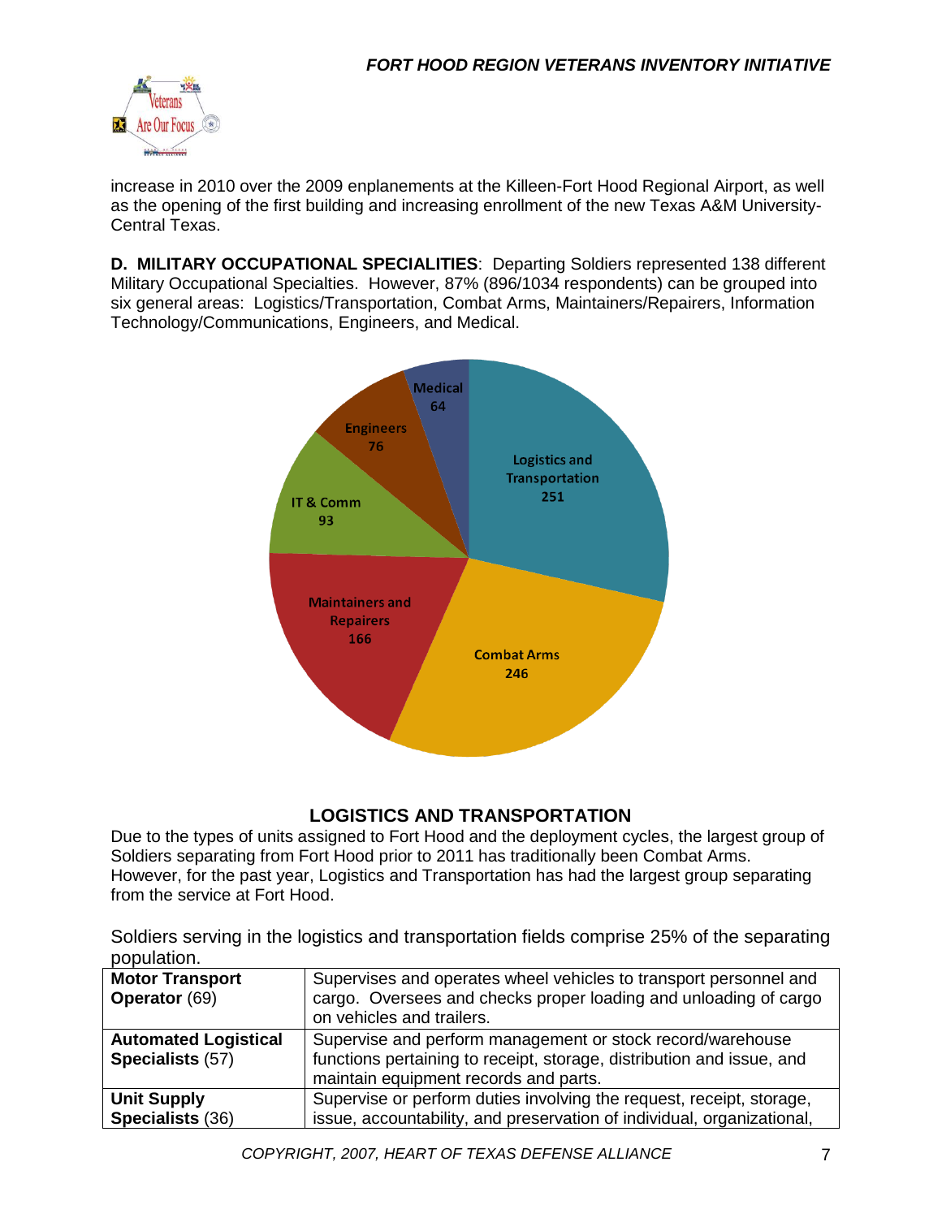increase in 2010 over the 2009 enplanements at the Killeen-Fort Hood Regional Airport, as well as the opening of the first building and increasing enrollment of the new Texas A&M University-Central Texas.

**D. MILITARY OCCUPATIONAL SPECIALITIES**: Departing Soldiers represented 138 different Military Occupational Specialties. However, 87% (896/1034 respondents) can be grouped into six general areas: Logistics/Transportation, Combat Arms, Maintainers/Repairers, Information Technology/Communications, Engineers, and Medical.

| Category | Count |
| --- | --- |
| Logistics and Transportation | 251 |
| Combat Arms | 246 |
| Maintainers and Repairers | 166 |
| IT & Comm | 93 |
| Engineers | 76 |
| Medical | 64 |

## LOGISTICS AND TRANSPORTATION

Due to the types of units assigned to Fort Hood and the deployment cycles, the largest group of Soldiers separating from Fort Hood prior to 2011 has traditionally been Combat Arms. However, for the past year, Logistics and Transportation has had the largest group separating from the service at Fort Hood.

Soldiers serving in the logistics and transportation fields comprise 25% of the separating population.

| | |
| --- | --- |
| **Motor Transport Operator** (69) | Supervises and operates wheel vehicles to transport personnel and cargo. Oversees and checks proper loading and unloading of cargo on vehicles and trailers. |
| **Automated Logistical Specialists** (57) | Supervise and perform management or stock record/warehouse functions pertaining to receipt, storage, distribution and issue, and maintain equipment records and parts. |
| **Unit Supply Specialists** (36) | Supervise or perform duties involving the request, receipt, storage, issue, accountability, and preservation of individual, organizational, |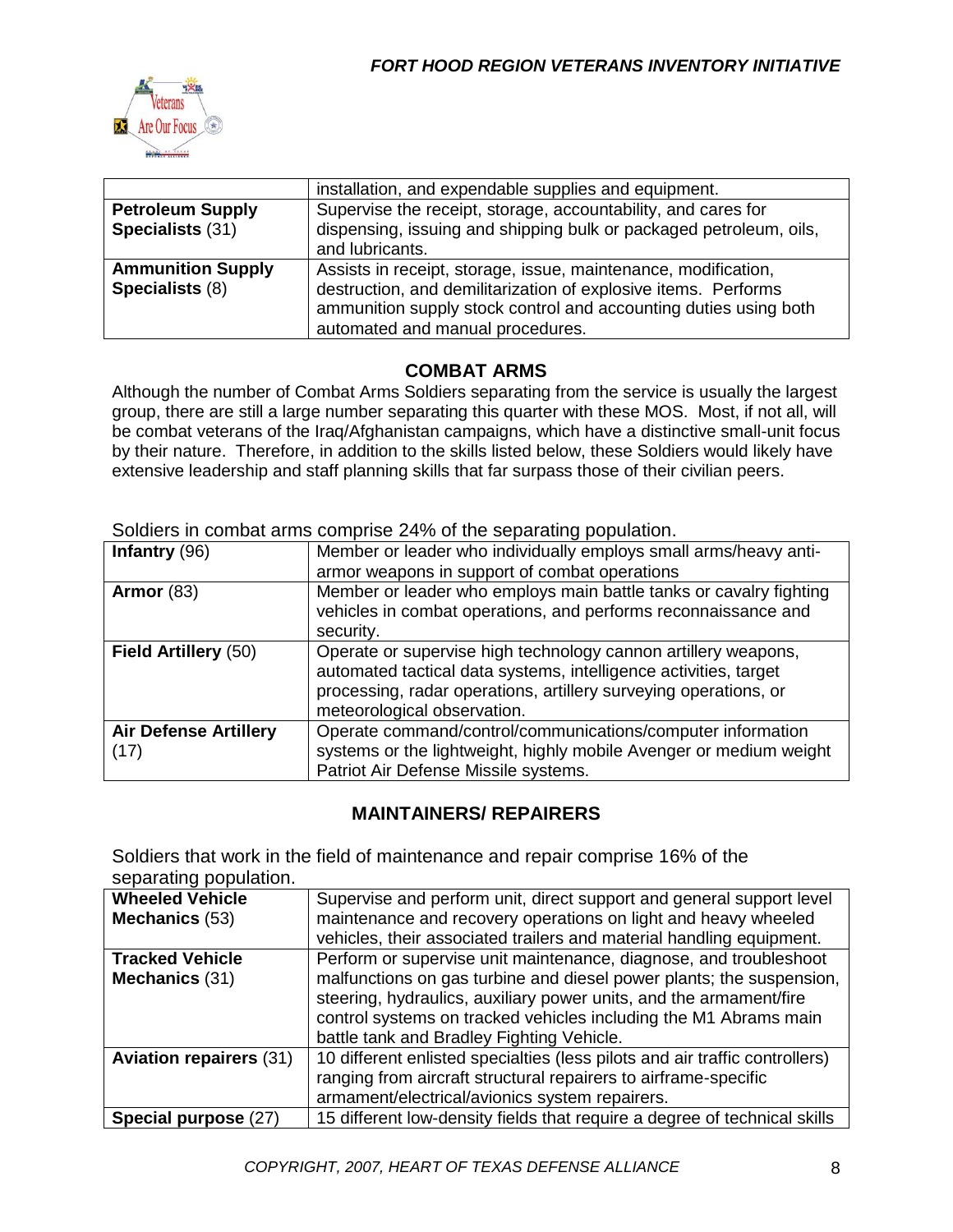| | |
|---|---|
| | installation, and expendable supplies and equipment. |
| **Petroleum Supply Specialists** (31) | Supervise the receipt, storage, accountability, and cares for dispensing, issuing and shipping bulk or packaged petroleum, oils, and lubricants. |
| **Ammunition Supply Specialists** (8) | Assists in receipt, storage, issue, maintenance, modification, destruction, and demilitarization of explosive items. Performs ammunition supply stock control and accounting duties using both automated and manual procedures. |

## COMBAT ARMS

Although the number of Combat Arms Soldiers separating from the service is usually the largest group, there are still a large number separating this quarter with these MOS. Most, if not all, will be combat veterans of the Iraq/Afghanistan campaigns, which have a distinctive small-unit focus by their nature. Therefore, in addition to the skills listed below, these Soldiers would likely have extensive leadership and staff planning skills that far surpass those of their civilian peers.

Soldiers in combat arms comprise 24% of the separating population.

| | |
|---|---|
| **Infantry** (96) | Member or leader who individually employs small arms/heavy anti-armor weapons in support of combat operations |
| **Armor** (83) | Member or leader who employs main battle tanks or cavalry fighting vehicles in combat operations, and performs reconnaissance and security. |
| **Field Artillery** (50) | Operate or supervise high technology cannon artillery weapons, automated tactical data systems, intelligence activities, target processing, radar operations, artillery surveying operations, or meteorological observation. |
| **Air Defense Artillery** (17) | Operate command/control/communications/computer information systems or the lightweight, highly mobile Avenger or medium weight Patriot Air Defense Missile systems. |

## MAINTAINERS/ REPAIRERS

Soldiers that work in the field of maintenance and repair comprise 16% of the separating population.

| | |
|---|---|
| **Wheeled Vehicle Mechanics** (53) | Supervise and perform unit, direct support and general support level maintenance and recovery operations on light and heavy wheeled vehicles, their associated trailers and material handling equipment. |
| **Tracked Vehicle Mechanics** (31) | Perform or supervise unit maintenance, diagnose, and troubleshoot malfunctions on gas turbine and diesel power plants; the suspension, steering, hydraulics, auxiliary power units, and the armament/fire control systems on tracked vehicles including the M1 Abrams main battle tank and Bradley Fighting Vehicle. |
| **Aviation repairers** (31) | 10 different enlisted specialties (less pilots and air traffic controllers) ranging from aircraft structural repairers to airframe-specific armament/electrical/avionics system repairers. |
| **Special purpose** (27) | 15 different low-density fields that require a degree of technical skills |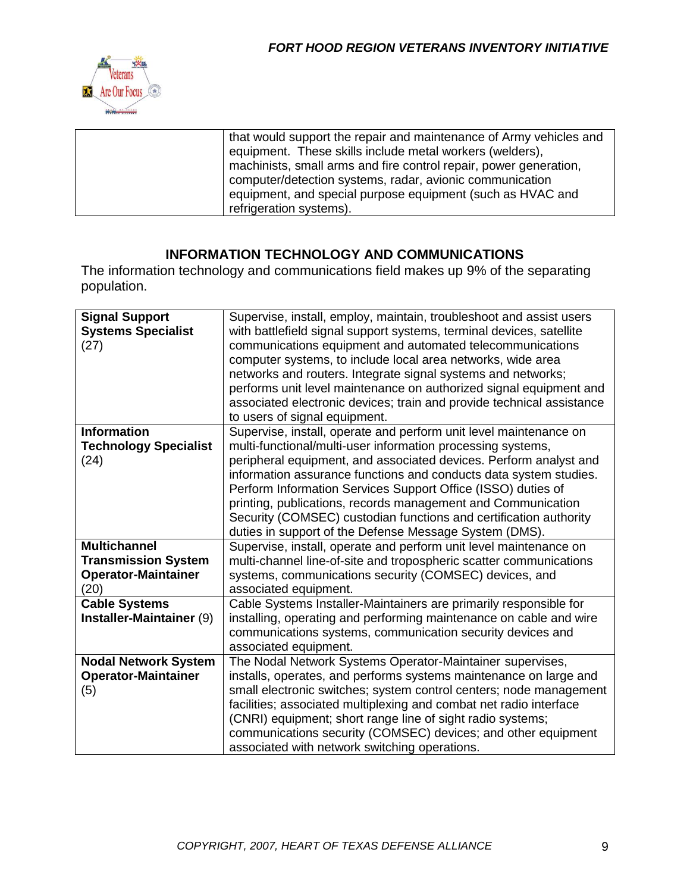| | |
|---|---|
| | that would support the repair and maintenance of Army vehicles and equipment. These skills include metal workers (welders), machinists, small arms and fire control repair, power generation, computer/detection systems, radar, avionic communication equipment, and special purpose equipment (such as HVAC and refrigeration systems). |

## INFORMATION TECHNOLOGY AND COMMUNICATIONS

The information technology and communications field makes up 9% of the separating population.

| | |
|---|---|
| **Signal Support Systems Specialist** (27) | Supervise, install, employ, maintain, troubleshoot and assist users with battlefield signal support systems, terminal devices, satellite communications equipment and automated telecommunications computer systems, to include local area networks, wide area networks and routers. Integrate signal systems and networks; performs unit level maintenance on authorized signal equipment and associated electronic devices; train and provide technical assistance to users of signal equipment. |
| **Information Technology Specialist** (24) | Supervise, install, operate and perform unit level maintenance on multi-functional/multi-user information processing systems, peripheral equipment, and associated devices. Perform analyst and information assurance functions and conducts data system studies. Perform Information Services Support Office (ISSO) duties of printing, publications, records management and Communication Security (COMSEC) custodian functions and certification authority duties in support of the Defense Message System (DMS). |
| **Multichannel Transmission System Operator-Maintainer** (20) | Supervise, install, operate and perform unit level maintenance on multi-channel line-of-site and tropospheric scatter communications systems, communications security (COMSEC) devices, and associated equipment. |
| **Cable Systems Installer-Maintainer** (9) | Cable Systems Installer-Maintainers are primarily responsible for installing, operating and performing maintenance on cable and wire communications systems, communication security devices and associated equipment. |
| **Nodal Network System Operator-Maintainer** (5) | The Nodal Network Systems Operator-Maintainer supervises, installs, operates, and performs systems maintenance on large and small electronic switches; system control centers; node management facilities; associated multiplexing and combat net radio interface (CNRI) equipment; short range line of sight radio systems; communications security (COMSEC) devices; and other equipment associated with network switching operations. |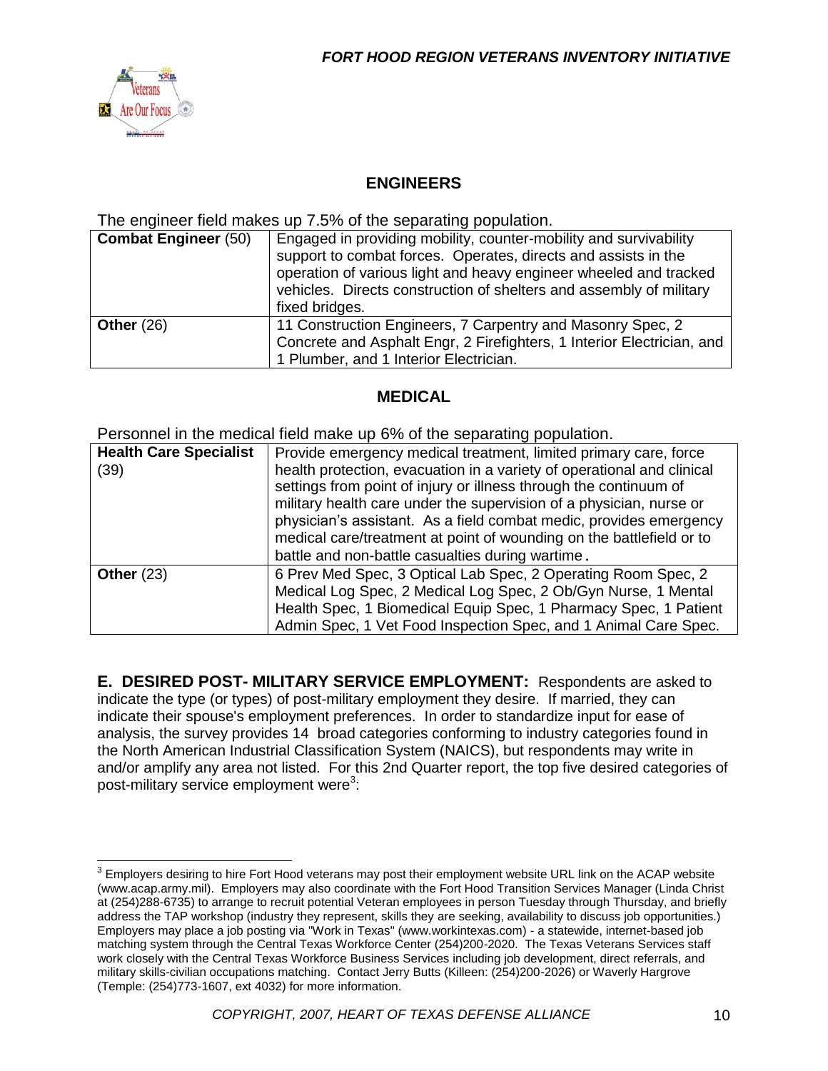## ENGINEERS

The engineer field makes up 7.5% of the separating population.

| | |
|---|---|
| **Combat Engineer** (50) | Engaged in providing mobility, counter-mobility and survivability support to combat forces. Operates, directs and assists in the operation of various light and heavy engineer wheeled and tracked vehicles. Directs construction of shelters and assembly of military fixed bridges. |
| **Other** (26) | 11 Construction Engineers, 7 Carpentry and Masonry Spec, 2 Concrete and Asphalt Engr, 2 Firefighters, 1 Interior Electrician, and 1 Plumber, and 1 Interior Electrician. |

## MEDICAL

Personnel in the medical field make up 6% of the separating population.

| | |
|---|---|
| **Health Care Specialist** (39) | Provide emergency medical treatment, limited primary care, force health protection, evacuation in a variety of operational and clinical settings from point of injury or illness through the continuum of military health care under the supervision of a physician, nurse or physician's assistant. As a field combat medic, provides emergency medical care/treatment at point of wounding on the battlefield or to battle and non-battle casualties during wartime. |
| **Other** (23) | 6 Prev Med Spec, 3 Optical Lab Spec, 2 Operating Room Spec, 2 Medical Log Spec, 2 Medical Log Spec, 2 Ob/Gyn Nurse, 1 Mental Health Spec, 1 Biomedical Equip Spec, 1 Pharmacy Spec, 1 Patient Admin Spec, 1 Vet Food Inspection Spec, and 1 Animal Care Spec. |

**E. DESIRED POST- MILITARY SERVICE EMPLOYMENT:** Respondents are asked to indicate the type (or types) of post-military employment they desire. If married, they can indicate their spouse's employment preferences. In order to standardize input for ease of analysis, the survey provides 14 broad categories conforming to industry categories found in the North American Industrial Classification System (NAICS), but respondents may write in and/or amplify any area not listed. For this 2nd Quarter report, the top five desired categories of post-military service employment were[3]:

[3] Employers desiring to hire Fort Hood veterans may post their employment website URL link on the ACAP website (www.acap.army.mil). Employers may also coordinate with the Fort Hood Transition Services Manager (Linda Christ at (254)288-6735) to arrange to recruit potential Veteran employees in person Tuesday through Thursday, and briefly address the TAP workshop (industry they represent, skills they are seeking, availability to discuss job opportunities.) Employers may place a job posting via "Work in Texas" (www.workintexas.com) - a statewide, internet-based job matching system through the Central Texas Workforce Center (254)200-2020. The Texas Veterans Services staff work closely with the Central Texas Workforce Business Services including job development, direct referrals, and military skills-civilian occupations matching. Contact Jerry Butts (Killeen: (254)200-2026) or Waverly Hargrove (Temple: (254)773-1607, ext 4032) for more information.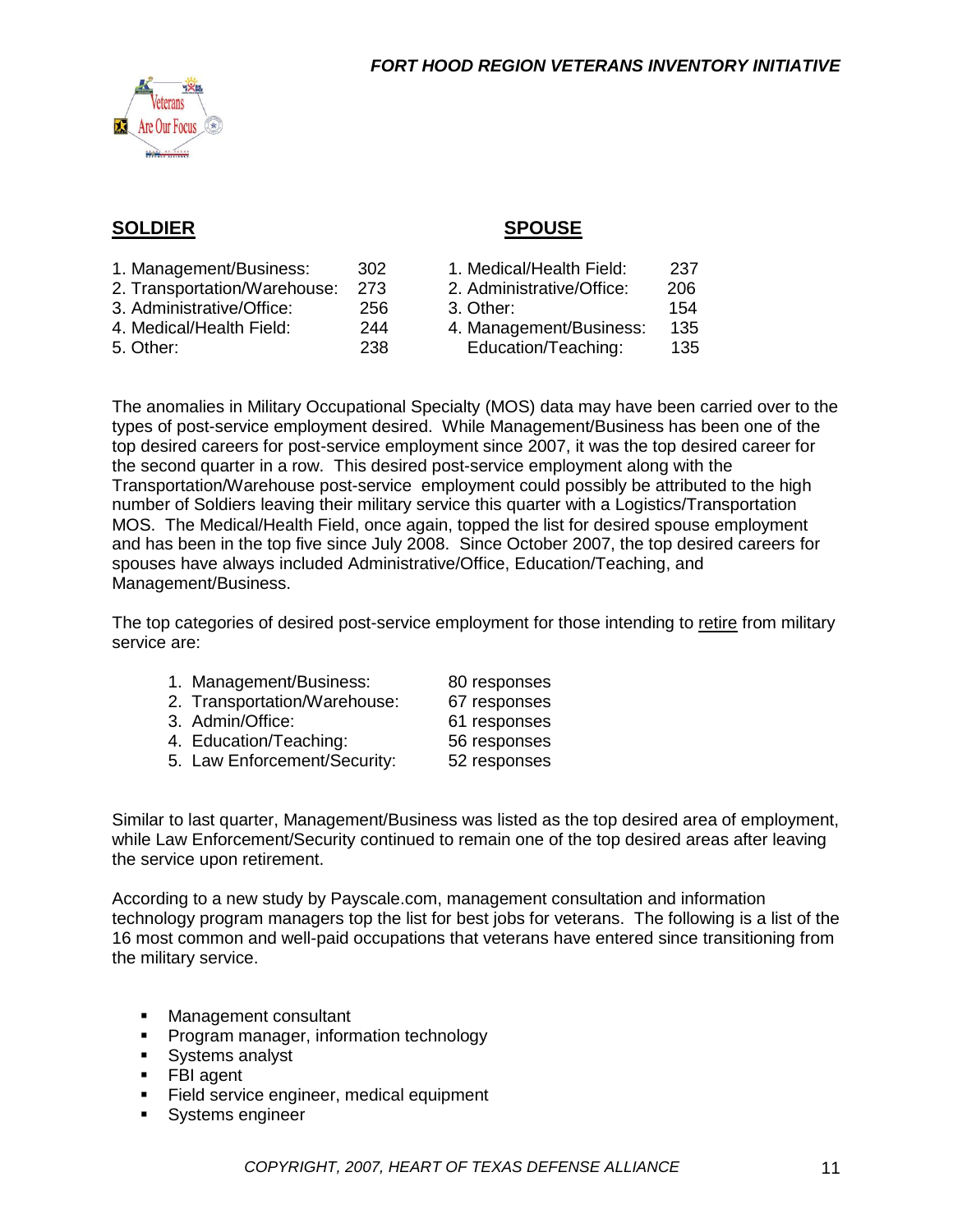| **SOLDIER** | | **SPOUSE** | |
|---|---|---|---|
| 1. Management/Business: | 302 | 1. Medical/Health Field: | 237 |
| 2. Transportation/Warehouse: | 273 | 2. Administrative/Office: | 206 |
| 3. Administrative/Office: | 256 | 3. Other: | 154 |
| 4. Medical/Health Field: | 244 | 4. Management/Business: | 135 |
| 5. Other: | 238 | Education/Teaching: | 135 |

The anomalies in Military Occupational Specialty (MOS) data may have been carried over to the types of post-service employment desired. While Management/Business has been one of the top desired careers for post-service employment since 2007, it was the top desired career for the second quarter in a row. This desired post-service employment along with the Transportation/Warehouse post-service employment could possibly be attributed to the high number of Soldiers leaving their military service this quarter with a Logistics/Transportation MOS. The Medical/Health Field, once again, topped the list for desired spouse employment and has been in the top five since July 2008. Since October 2007, the top desired careers for spouses have always included Administrative/Office, Education/Teaching, and Management/Business.

The top categories of desired post-service employment for those intending to retire from military service are:

| | |
|---|---|
| 1. Management/Business: | 80 responses |
| 2. Transportation/Warehouse: | 67 responses |
| 3. Admin/Office: | 61 responses |
| 4. Education/Teaching: | 56 responses |
| 5. Law Enforcement/Security: | 52 responses |

Similar to last quarter, Management/Business was listed as the top desired area of employment, while Law Enforcement/Security continued to remain one of the top desired areas after leaving the service upon retirement.

According to a new study by Payscale.com, management consultation and information technology program managers top the list for best jobs for veterans. The following is a list of the 16 most common and well-paid occupations that veterans have entered since transitioning from the military service.

- Management consultant
- Program manager, information technology
- Systems analyst
- FBI agent
- Field service engineer, medical equipment
- Systems engineer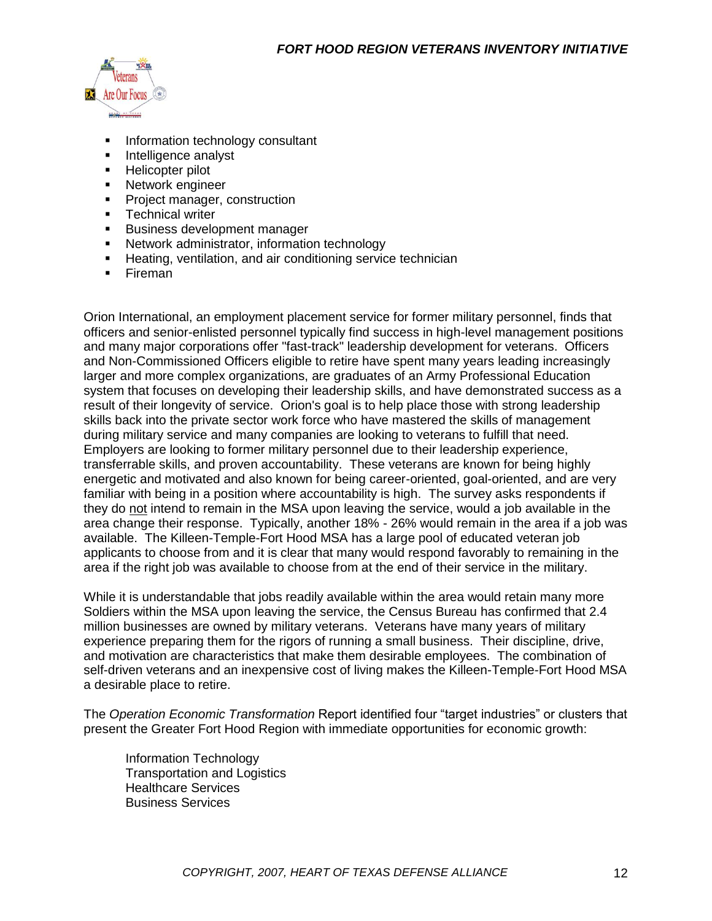- Information technology consultant
- Intelligence analyst
- Helicopter pilot
- Network engineer
- Project manager, construction
- Technical writer
- Business development manager
- Network administrator, information technology
- Heating, ventilation, and air conditioning service technician
- Fireman

Orion International, an employment placement service for former military personnel, finds that officers and senior-enlisted personnel typically find success in high-level management positions and many major corporations offer "fast-track" leadership development for veterans. Officers and Non-Commissioned Officers eligible to retire have spent many years leading increasingly larger and more complex organizations, are graduates of an Army Professional Education system that focuses on developing their leadership skills, and have demonstrated success as a result of their longevity of service. Orion's goal is to help place those with strong leadership skills back into the private sector work force who have mastered the skills of management during military service and many companies are looking to veterans to fulfill that need. Employers are looking to former military personnel due to their leadership experience, transferrable skills, and proven accountability. These veterans are known for being highly energetic and motivated and also known for being career-oriented, goal-oriented, and are very familiar with being in a position where accountability is high. The survey asks respondents if they do <u>not</u> intend to remain in the MSA upon leaving the service, would a job available in the area change their response. Typically, another 18% - 26% would remain in the area if a job was available. The Killeen-Temple-Fort Hood MSA has a large pool of educated veteran job applicants to choose from and it is clear that many would respond favorably to remaining in the area if the right job was available to choose from at the end of their service in the military.

While it is understandable that jobs readily available within the area would retain many more Soldiers within the MSA upon leaving the service, the Census Bureau has confirmed that 2.4 million businesses are owned by military veterans. Veterans have many years of military experience preparing them for the rigors of running a small business. Their discipline, drive, and motivation are characteristics that make them desirable employees. The combination of self-driven veterans and an inexpensive cost of living makes the Killeen-Temple-Fort Hood MSA a desirable place to retire.

The *Operation Economic Transformation* Report identified four "target industries" or clusters that present the Greater Fort Hood Region with immediate opportunities for economic growth:

Information Technology
Transportation and Logistics
Healthcare Services
Business Services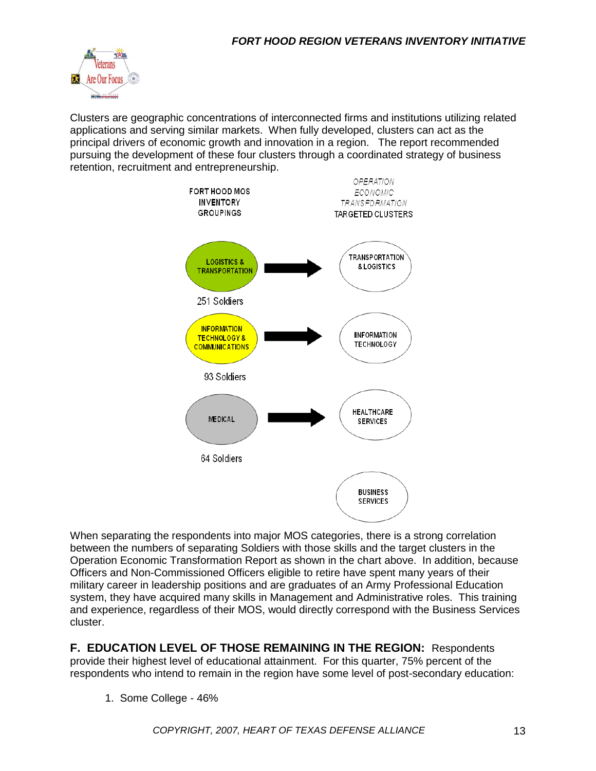Clusters are geographic concentrations of interconnected firms and institutions utilizing related applications and serving similar markets. When fully developed, clusters can act as the principal drivers of economic growth and innovation in a region. The report recommended pursuing the development of these four clusters through a coordinated strategy of business retention, recruitment and entrepreneurship.

| FORT HOOD MOS INVENTORY GROUPINGS | | *OPERATION ECONOMIC TRANSFORMATION* TARGETED CLUSTERS |
|---|---|---|
| LOGISTICS & TRANSPORTATION (251 Soldiers) | → | TRANSPORTATION & LOGISTICS |
| INFORMATION TECHNOLOGY & COMMUNICATIONS (93 Soldiers) | → | INFORMATION TECHNOLOGY |
| MEDICAL (64 Soldiers) | → | HEALTHCARE SERVICES |
| | | BUSINESS SERVICES |

When separating the respondents into major MOS categories, there is a strong correlation between the numbers of separating Soldiers with those skills and the target clusters in the Operation Economic Transformation Report as shown in the chart above. In addition, because Officers and Non-Commissioned Officers eligible to retire have spent many years of their military career in leadership positions and are graduates of an Army Professional Education system, they have acquired many skills in Management and Administrative roles. This training and experience, regardless of their MOS, would directly correspond with the Business Services cluster.

**F. EDUCATION LEVEL OF THOSE REMAINING IN THE REGION:** Respondents provide their highest level of educational attainment. For this quarter, 75% percent of the respondents who intend to remain in the region have some level of post-secondary education:

1. Some College - 46%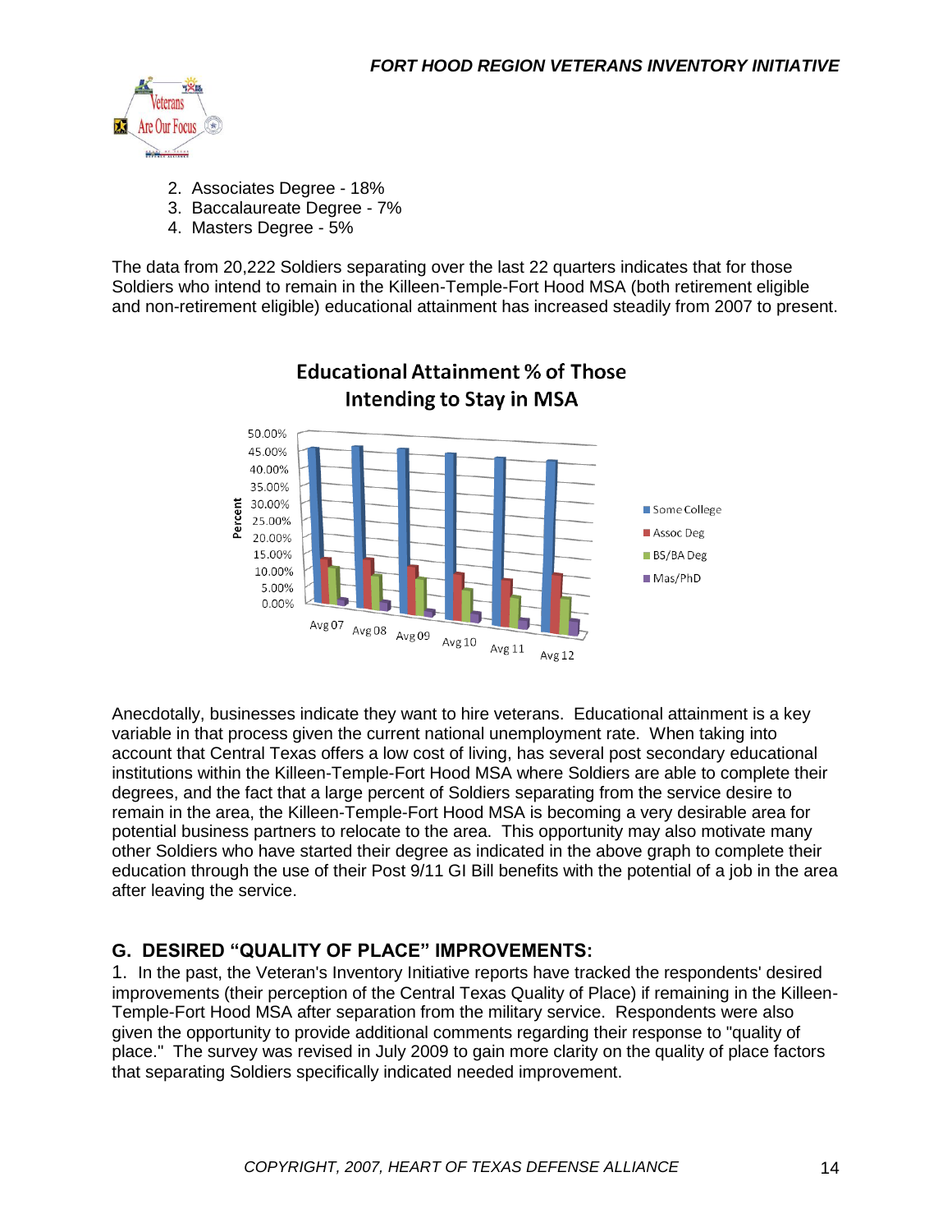2. Associates Degree - 18%
3. Baccalaureate Degree - 7%
4. Masters Degree - 5%

The data from 20,222 Soldiers separating over the last 22 quarters indicates that for those Soldiers who intend to remain in the Killeen-Temple-Fort Hood MSA (both retirement eligible and non-retirement eligible) educational attainment has increased steadily from 2007 to present.

**Educational Attainment % of Those Intending to Stay in MSA**

Anecdotally, businesses indicate they want to hire veterans. Educational attainment is a key variable in that process given the current national unemployment rate. When taking into account that Central Texas offers a low cost of living, has several post secondary educational institutions within the Killeen-Temple-Fort Hood MSA where Soldiers are able to complete their degrees, and the fact that a large percent of Soldiers separating from the service desire to remain in the area, the Killeen-Temple-Fort Hood MSA is becoming a very desirable area for potential business partners to relocate to the area. This opportunity may also motivate many other Soldiers who have started their degree as indicated in the above graph to complete their education through the use of their Post 9/11 GI Bill benefits with the potential of a job in the area after leaving the service.

## G. DESIRED "QUALITY OF PLACE" IMPROVEMENTS:

1. In the past, the Veteran's Inventory Initiative reports have tracked the respondents' desired improvements (their perception of the Central Texas Quality of Place) if remaining in the Killeen-Temple-Fort Hood MSA after separation from the military service. Respondents were also given the opportunity to provide additional comments regarding their response to "quality of place." The survey was revised in July 2009 to gain more clarity on the quality of place factors that separating Soldiers specifically indicated needed improvement.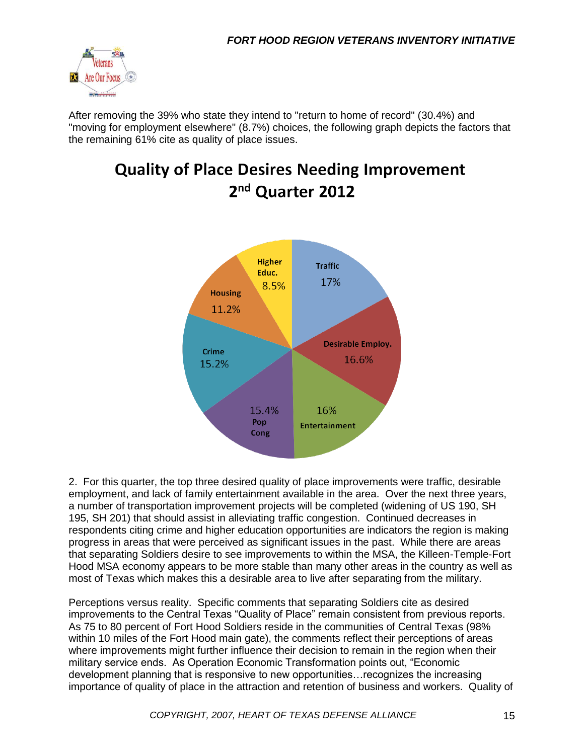After removing the 39% who state they intend to "return to home of record" (30.4%) and "moving for employment elsewhere" (8.7%) choices, the following graph depicts the factors that the remaining 61% cite as quality of place issues.

## Quality of Place Desires Needing Improvement 2nd Quarter 2012

| Factor | Percentage |
|---|---|
| Traffic | 17% |
| Desirable Employ. | 16.6% |
| Entertainment | 16% |
| Pop Cong | 15.4% |
| Crime | 15.2% |
| Housing | 11.2% |
| Higher Educ. | 8.5% |

2. For this quarter, the top three desired quality of place improvements were traffic, desirable employment, and lack of family entertainment available in the area. Over the next three years, a number of transportation improvement projects will be completed (widening of US 190, SH 195, SH 201) that should assist in alleviating traffic congestion. Continued decreases in respondents citing crime and higher education opportunities are indicators the region is making progress in areas that were perceived as significant issues in the past. While there are areas that separating Soldiers desire to see improvements to within the MSA, the Killeen-Temple-Fort Hood MSA economy appears to be more stable than many other areas in the country as well as most of Texas which makes this a desirable area to live after separating from the military.

Perceptions versus reality. Specific comments that separating Soldiers cite as desired improvements to the Central Texas "Quality of Place" remain consistent from previous reports. As 75 to 80 percent of Fort Hood Soldiers reside in the communities of Central Texas (98% within 10 miles of the Fort Hood main gate), the comments reflect their perceptions of areas where improvements might further influence their decision to remain in the region when their military service ends. As Operation Economic Transformation points out, "Economic development planning that is responsive to new opportunities…recognizes the increasing importance of quality of place in the attraction and retention of business and workers. Quality of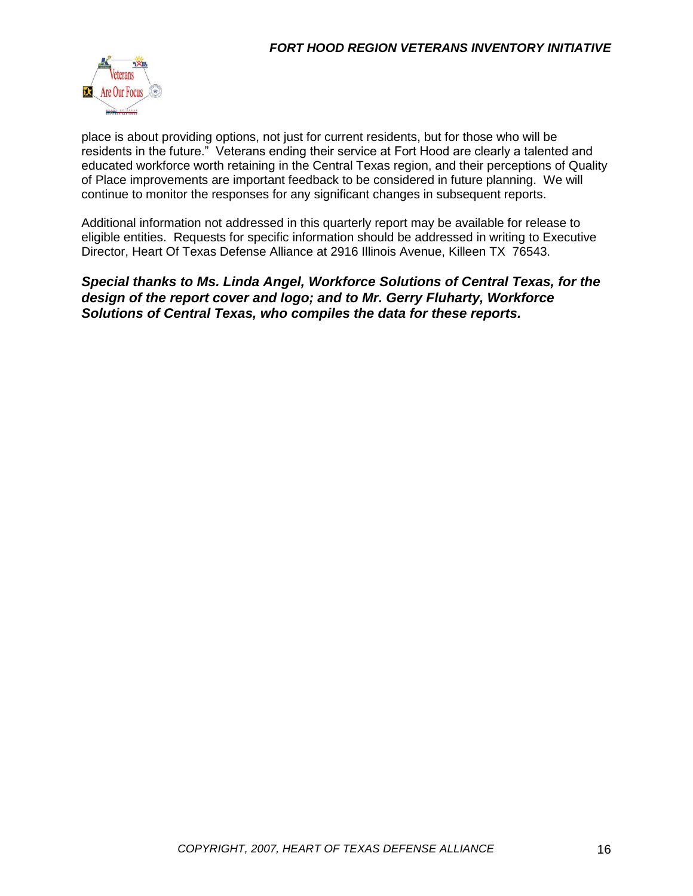place is about providing options, not just for current residents, but for those who will be residents in the future." Veterans ending their service at Fort Hood are clearly a talented and educated workforce worth retaining in the Central Texas region, and their perceptions of Quality of Place improvements are important feedback to be considered in future planning. We will continue to monitor the responses for any significant changes in subsequent reports.

Additional information not addressed in this quarterly report may be available for release to eligible entities. Requests for specific information should be addressed in writing to Executive Director, Heart Of Texas Defense Alliance at 2916 Illinois Avenue, Killeen TX 76543.

***Special thanks to Ms. Linda Angel, Workforce Solutions of Central Texas, for the design of the report cover and logo; and to Mr. Gerry Fluharty, Workforce Solutions of Central Texas, who compiles the data for these reports.***